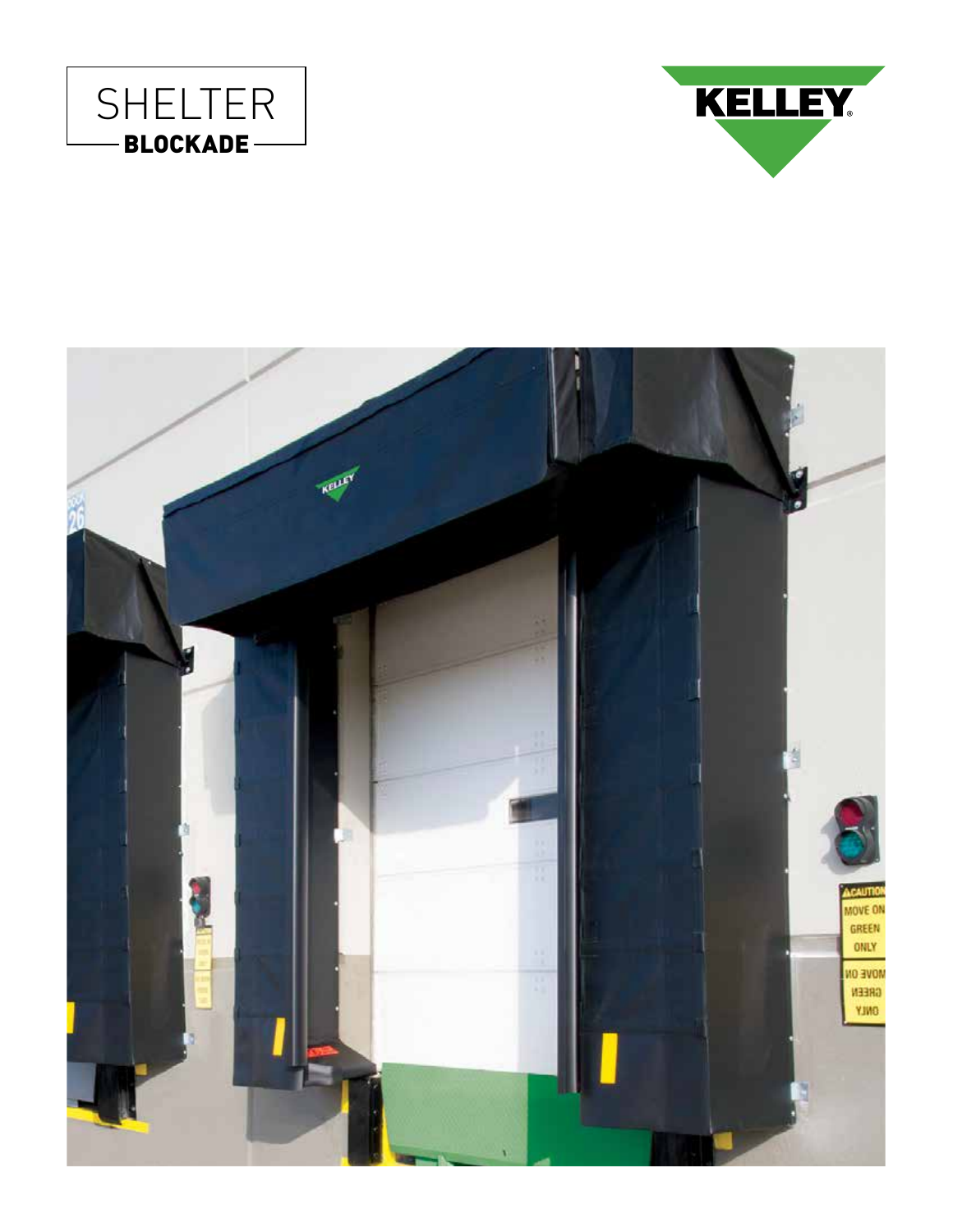# SHELTER

## BLOCKADE

KELLEY®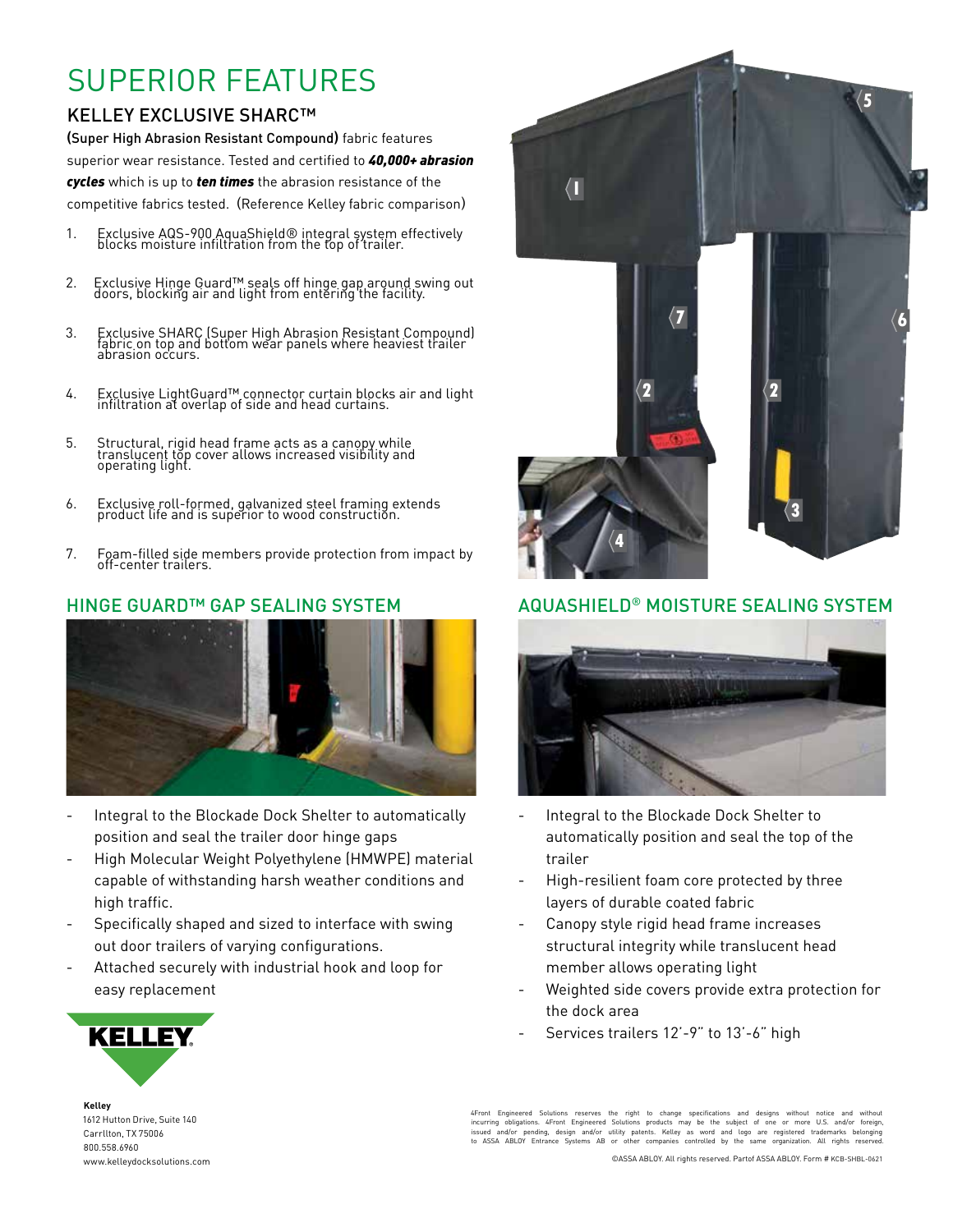# SUPERIOR FEATURES

## KELLEY EXCLUSIVE SHARC™

**(Super High Abrasion Resistant Compound)** fabric features superior wear resistance. Tested and certified to ***40,000+ abrasion cycles*** which is up to ***ten times*** the abrasion resistance of the competitive fabrics tested. (Reference Kelley fabric comparison)

1. Exclusive AQS-900 AquaShield® integral system effectively blocks moisture infiltration from the top of trailer.
2. Exclusive Hinge Guard™ seals off hinge gap around swing out doors, blocking air and light from entering the facility.
3. Exclusive SHARC (Super High Abrasion Resistant Compound) fabric on top and bottom wear panels where heaviest trailer abrasion occurs.
4. Exclusive LightGuard™ connector curtain blocks air and light infiltration at overlap of side and head curtains.
5. Structural, rigid head frame acts as a canopy while translucent top cover allows increased visibility and operating light.
6. Exclusive roll-formed, galvanized steel framing extends product life and is superior to wood construction.
7. Foam-filled side members provide protection from impact by off-center trailers.

## HINGE GUARD™ GAP SEALING SYSTEM

- Integral to the Blockade Dock Shelter to automatically position and seal the trailer door hinge gaps
- High Molecular Weight Polyethylene (HMWPE) material capable of withstanding harsh weather conditions and high traffic.
- Specifically shaped and sized to interface with swing out door trailers of varying configurations.
- Attached securely with industrial hook and loop for easy replacement

## AQUASHIELD® MOISTURE SEALING SYSTEM

- Integral to the Blockade Dock Shelter to automatically position and seal the top of the trailer
- High-resilient foam core protected by three layers of durable coated fabric
- Canopy style rigid head frame increases structural integrity while translucent head member allows operating light
- Weighted side covers provide extra protection for the dock area
- Services trailers 12'-9" to 13'-6" high

KELLEY

**Kelley**
1612 Hutton Drive, Suite 140
Carrllton, TX 75006
800.558.6960
www.kelleydocksolutions.com

4Front Engineered Solutions reserves the right to change specifications and designs without notice and without incurring obligations. 4Front Engineered Solutions products may be the subject of one or more U.S. and/or foreign, issued and/or pending, design and/or utility patents. Kelley as word and logo are registered trademarks belonging to ASSA ABLOY Entrance Systems AB or other companies controlled by the same organization. All rights reserved.

©ASSA ABLOY. All rights reserved. Partof ASSA ABLOY. Form # KCB-SHBL-0621